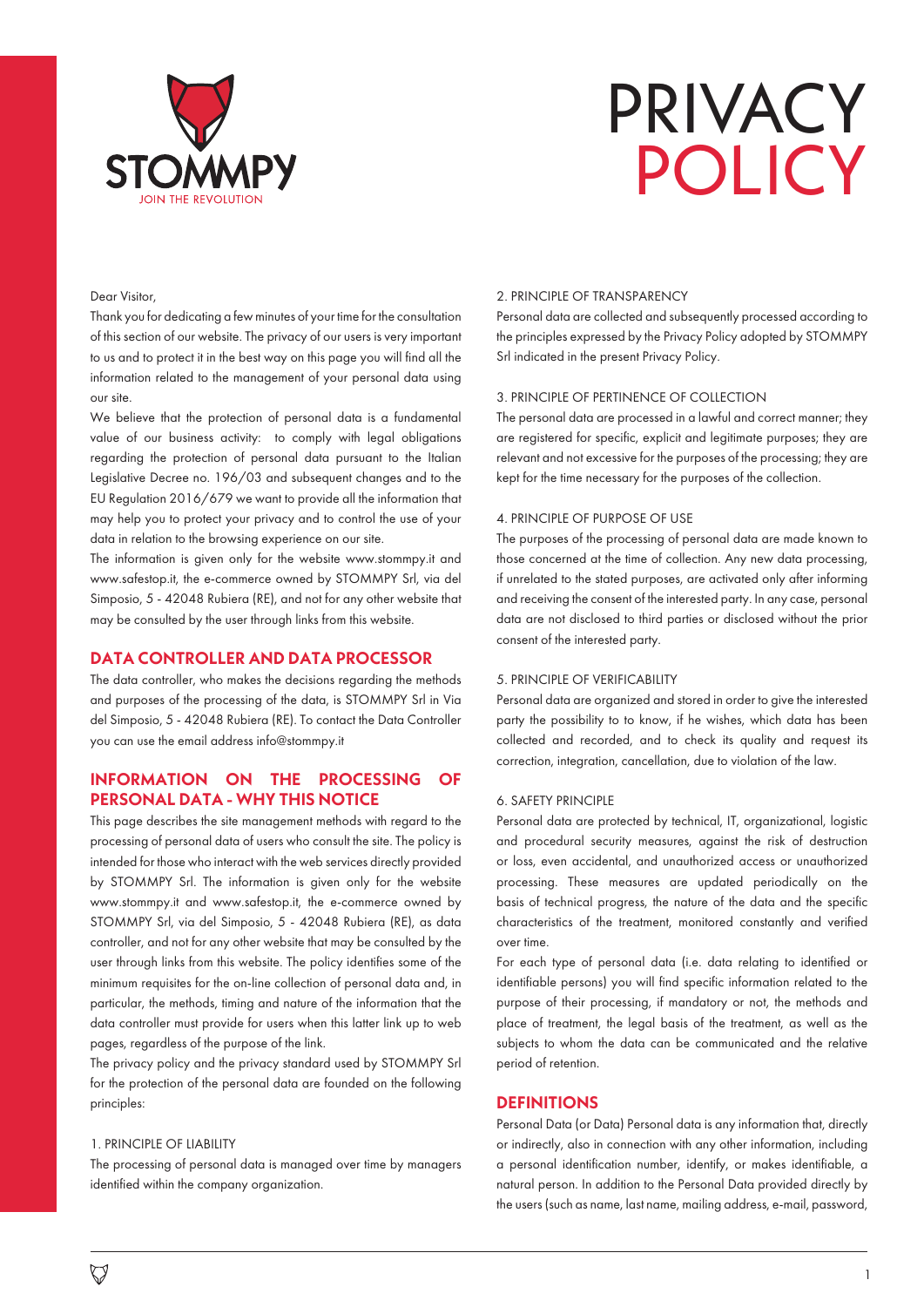STOMMPY
JOIN THE REVOLUTION

# PRIVACY POLICY

Dear Visitor,

Thank you for dedicating a few minutes of your time for the consultation of this section of our website. The privacy of our users is very important to us and to protect it in the best way on this page you will find all the information related to the management of your personal data using our site.

We believe that the protection of personal data is a fundamental value of our business activity: to comply with legal obligations regarding the protection of personal data pursuant to the Italian Legislative Decree no. 196/03 and subsequent changes and to the EU Regulation 2016/679 we want to provide all the information that may help you to protect your privacy and to control the use of your data in relation to the browsing experience on our site.

The information is given only for the website www.stommpy.it and www.safestop.it, the e-commerce owned by STOMMPY Srl, via del Simposio, 5 - 42048 Rubiera (RE), and not for any other website that may be consulted by the user through links from this website.

## DATA CONTROLLER AND DATA PROCESSOR

The data controller, who makes the decisions regarding the methods and purposes of the processing of the data, is STOMMPY Srl in Via del Simposio, 5 - 42048 Rubiera (RE). To contact the Data Controller you can use the email address info@stommpy.it

## INFORMATION ON THE PROCESSING OF PERSONAL DATA - WHY THIS NOTICE

This page describes the site management methods with regard to the processing of personal data of users who consult the site. The policy is intended for those who interact with the web services directly provided by STOMMPY Srl. The information is given only for the website www.stommpy.it and www.safestop.it, the e-commerce owned by STOMMPY Srl, via del Simposio, 5 - 42048 Rubiera (RE), as data controller, and not for any other website that may be consulted by the user through links from this website. The policy identifies some of the minimum requisites for the on-line collection of personal data and, in particular, the methods, timing and nature of the information that the data controller must provide for users when this latter link up to web pages, regardless of the purpose of the link.

The privacy policy and the privacy standard used by STOMMPY Srl for the protection of the personal data are founded on the following principles:

1. PRINCIPLE OF LIABILITY

The processing of personal data is managed over time by managers identified within the company organization.

2. PRINCIPLE OF TRANSPARENCY

Personal data are collected and subsequently processed according to the principles expressed by the Privacy Policy adopted by STOMMPY Srl indicated in the present Privacy Policy.

3. PRINCIPLE OF PERTINENCE OF COLLECTION

The personal data are processed in a lawful and correct manner; they are registered for specific, explicit and legitimate purposes; they are relevant and not excessive for the purposes of the processing; they are kept for the time necessary for the purposes of the collection.

4. PRINCIPLE OF PURPOSE OF USE

The purposes of the processing of personal data are made known to those concerned at the time of collection. Any new data processing, if unrelated to the stated purposes, are activated only after informing and receiving the consent of the interested party. In any case, personal data are not disclosed to third parties or disclosed without the prior consent of the interested party.

5. PRINCIPLE OF VERIFICABILITY

Personal data are organized and stored in order to give the interested party the possibility to to know, if he wishes, which data has been collected and recorded, and to check its quality and request its correction, integration, cancellation, due to violation of the law.

6. SAFETY PRINCIPLE

Personal data are protected by technical, IT, organizational, logistic and procedural security measures, against the risk of destruction or loss, even accidental, and unauthorized access or unauthorized processing. These measures are updated periodically on the basis of technical progress, the nature of the data and the specific characteristics of the treatment, monitored constantly and verified over time.

For each type of personal data (i.e. data relating to identified or identifiable persons) you will find specific information related to the purpose of their processing, if mandatory or not, the methods and place of treatment, the legal basis of the treatment, as well as the subjects to whom the data can be communicated and the relative period of retention.

## DEFINITIONS

Personal Data (or Data) Personal data is any information that, directly or indirectly, also in connection with any other information, including a personal identification number, identify, or makes identifiable, a natural person. In addition to the Personal Data provided directly by the users (such as name, last name, mailing address, e-mail, password,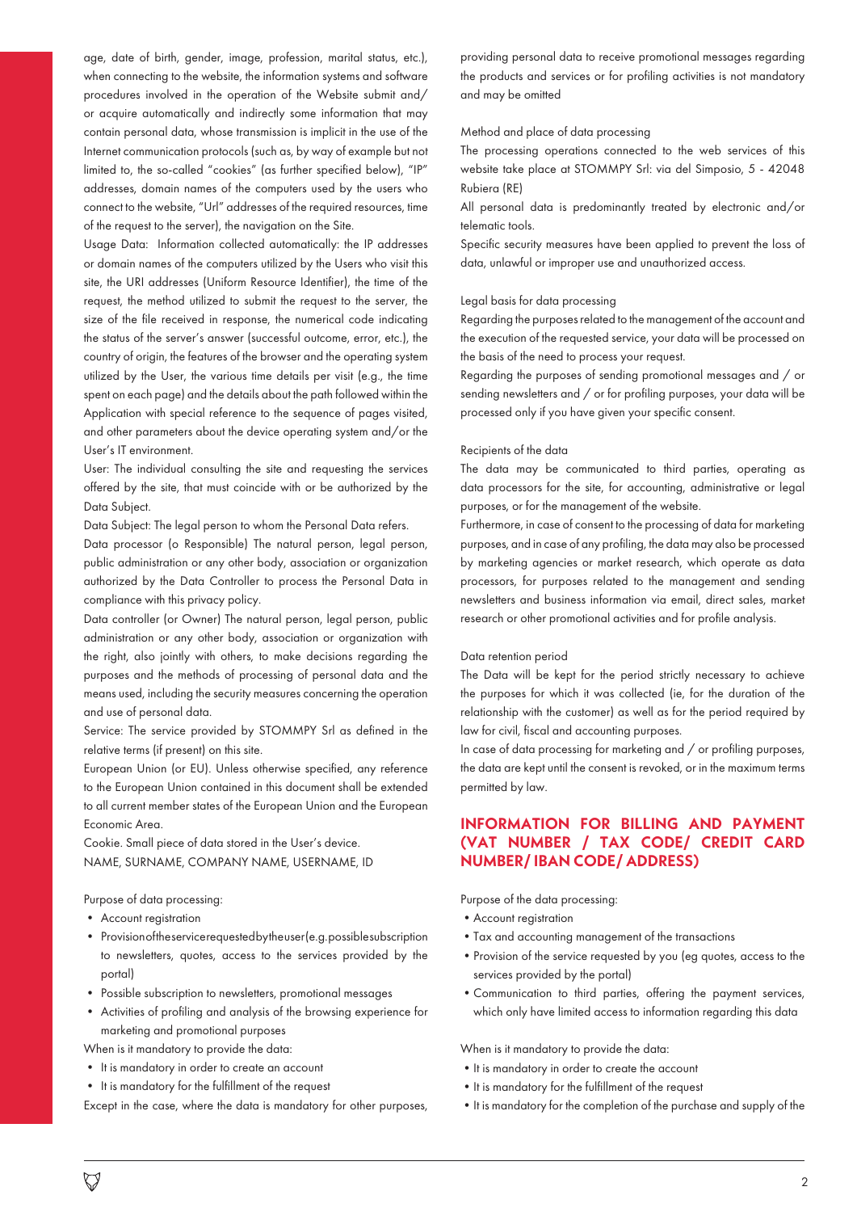age, date of birth, gender, image, profession, marital status, etc.), when connecting to the website, the information systems and software procedures involved in the operation of the Website submit and/or acquire automatically and indirectly some information that may contain personal data, whose transmission is implicit in the use of the Internet communication protocols (such as, by way of example but not limited to, the so-called "cookies" (as further specified below), "IP" addresses, domain names of the computers used by the users who connect to the website, "Url" addresses of the required resources, time of the request to the server), the navigation on the Site.

Usage Data: Information collected automatically: the IP addresses or domain names of the computers utilized by the Users who visit this site, the URI addresses (Uniform Resource Identifier), the time of the request, the method utilized to submit the request to the server, the size of the file received in response, the numerical code indicating the status of the server's answer (successful outcome, error, etc.), the country of origin, the features of the browser and the operating system utilized by the User, the various time details per visit (e.g., the time spent on each page) and the details about the path followed within the Application with special reference to the sequence of pages visited, and other parameters about the device operating system and/or the User's IT environment.

User: The individual consulting the site and requesting the services offered by the site, that must coincide with or be authorized by the Data Subject.

Data Subject: The legal person to whom the Personal Data refers.

Data processor (o Responsible) The natural person, legal person, public administration or any other body, association or organization authorized by the Data Controller to process the Personal Data in compliance with this privacy policy.

Data controller (or Owner) The natural person, legal person, public administration or any other body, association or organization with the right, also jointly with others, to make decisions regarding the purposes and the methods of processing of personal data and the means used, including the security measures concerning the operation and use of personal data.

Service: The service provided by STOMMPY Srl as defined in the relative terms (if present) on this site.

European Union (or EU). Unless otherwise specified, any reference to the European Union contained in this document shall be extended to all current member states of the European Union and the European Economic Area.

Cookie. Small piece of data stored in the User's device.

NAME, SURNAME, COMPANY NAME, USERNAME, ID

Purpose of data processing:

- Account registration
- Provision of the service requested by the user (e.g. possible subscription to newsletters, quotes, access to the services provided by the portal)
- Possible subscription to newsletters, promotional messages
- Activities of profiling and analysis of the browsing experience for marketing and promotional purposes

When is it mandatory to provide the data:

- It is mandatory in order to create an account
- It is mandatory for the fulfillment of the request

Except in the case, where the data is mandatory for other purposes, providing personal data to receive promotional messages regarding the products and services or for profiling activities is not mandatory and may be omitted

Method and place of data processing

The processing operations connected to the web services of this website take place at STOMMPY Srl: via del Simposio, 5 - 42048 Rubiera (RE)

All personal data is predominantly treated by electronic and/or telematic tools.

Specific security measures have been applied to prevent the loss of data, unlawful or improper use and unauthorized access.

Legal basis for data processing

Regarding the purposes related to the management of the account and the execution of the requested service, your data will be processed on the basis of the need to process your request.

Regarding the purposes of sending promotional messages and / or sending newsletters and / or for profiling purposes, your data will be processed only if you have given your specific consent.

Recipients of the data

The data may be communicated to third parties, operating as data processors for the site, for accounting, administrative or legal purposes, or for the management of the website.

Furthermore, in case of consent to the processing of data for marketing purposes, and in case of any profiling, the data may also be processed by marketing agencies or market research, which operate as data processors, for purposes related to the management and sending newsletters and business information via email, direct sales, market research or other promotional activities and for profile analysis.

Data retention period

The Data will be kept for the period strictly necessary to achieve the purposes for which it was collected (ie, for the duration of the relationship with the customer) as well as for the period required by law for civil, fiscal and accounting purposes.

In case of data processing for marketing and / or profiling purposes, the data are kept until the consent is revoked, or in the maximum terms permitted by law.

## INFORMATION FOR BILLING AND PAYMENT (VAT NUMBER / TAX CODE/ CREDIT CARD NUMBER/ IBAN CODE/ ADDRESS)

Purpose of the data processing:

- Account registration
- Tax and accounting management of the transactions
- Provision of the service requested by you (eg quotes, access to the services provided by the portal)
- Communication to third parties, offering the payment services, which only have limited access to information regarding this data

When is it mandatory to provide the data:

- It is mandatory in order to create the account
- It is mandatory for the fulfillment of the request
- It is mandatory for the completion of the purchase and supply of the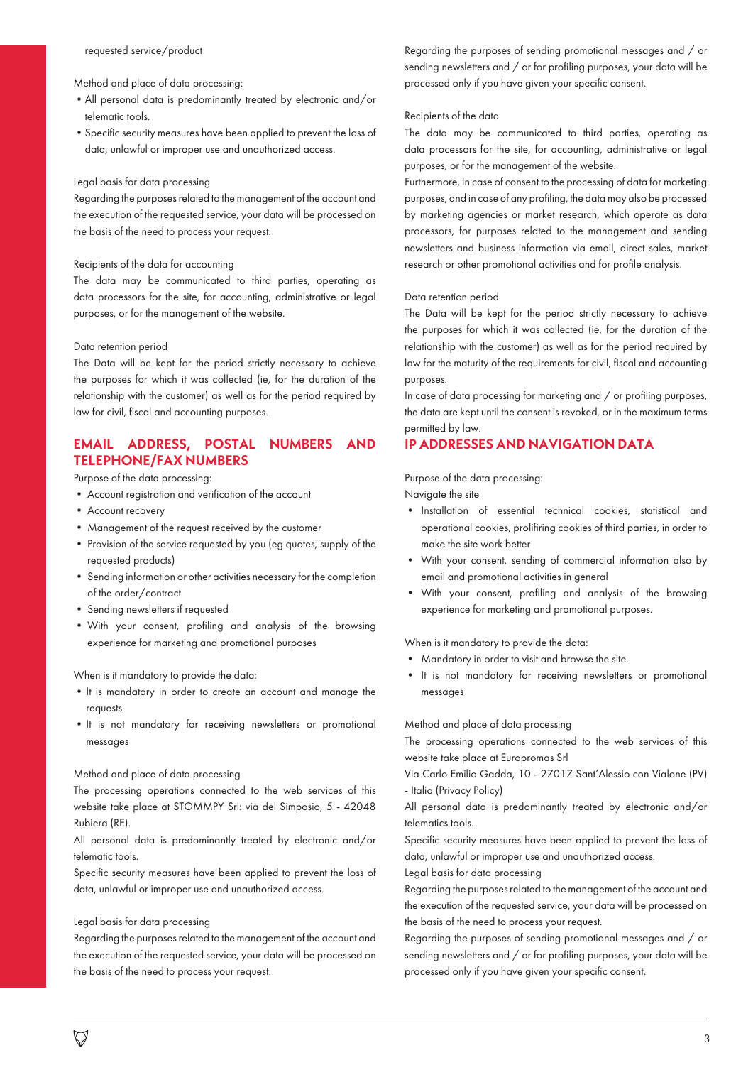requested service/product

Method and place of data processing:

- All personal data is predominantly treated by electronic and/or telematic tools.
- Specific security measures have been applied to prevent the loss of data, unlawful or improper use and unauthorized access.

Legal basis for data processing

Regarding the purposes related to the management of the account and the execution of the requested service, your data will be processed on the basis of the need to process your request.

Recipients of the data for accounting

The data may be communicated to third parties, operating as data processors for the site, for accounting, administrative or legal purposes, or for the management of the website.

Data retention period

The Data will be kept for the period strictly necessary to achieve the purposes for which it was collected (ie, for the duration of the relationship with the customer) as well as for the period required by law for civil, fiscal and accounting purposes.

## EMAIL ADDRESS, POSTAL NUMBERS AND TELEPHONE/FAX NUMBERS

Purpose of the data processing:

- Account registration and verification of the account
- Account recovery
- Management of the request received by the customer
- Provision of the service requested by you (eg quotes, supply of the requested products)
- Sending information or other activities necessary for the completion of the order/contract
- Sending newsletters if requested
- With your consent, profiling and analysis of the browsing experience for marketing and promotional purposes

When is it mandatory to provide the data:

- It is mandatory in order to create an account and manage the requests
- It is not mandatory for receiving newsletters or promotional messages

Method and place of data processing

The processing operations connected to the web services of this website take place at STOMMPY Srl: via del Simposio, 5 - 42048 Rubiera (RE).

All personal data is predominantly treated by electronic and/or telematic tools.

Specific security measures have been applied to prevent the loss of data, unlawful or improper use and unauthorized access.

Legal basis for data processing

Regarding the purposes related to the management of the account and the execution of the requested service, your data will be processed on the basis of the need to process your request.

Regarding the purposes of sending promotional messages and / or sending newsletters and / or for profiling purposes, your data will be processed only if you have given your specific consent.

Recipients of the data

The data may be communicated to third parties, operating as data processors for the site, for accounting, administrative or legal purposes, or for the management of the website.

Furthermore, in case of consent to the processing of data for marketing purposes, and in case of any profiling, the data may also be processed by marketing agencies or market research, which operate as data processors, for purposes related to the management and sending newsletters and business information via email, direct sales, market research or other promotional activities and for profile analysis.

Data retention period

The Data will be kept for the period strictly necessary to achieve the purposes for which it was collected (ie, for the duration of the relationship with the customer) as well as for the period required by law for the maturity of the requirements for civil, fiscal and accounting purposes.

In case of data processing for marketing and / or profiling purposes, the data are kept until the consent is revoked, or in the maximum terms permitted by law.

## IP ADDRESSES AND NAVIGATION DATA

Purpose of the data processing:

Navigate the site

- Installation of essential technical cookies, statistical and operational cookies, prolifiring cookies of third parties, in order to make the site work better
- With your consent, sending of commercial information also by email and promotional activities in general
- With your consent, profiling and analysis of the browsing experience for marketing and promotional purposes.

When is it mandatory to provide the data:

- Mandatory in order to visit and browse the site.
- It is not mandatory for receiving newsletters or promotional messages

Method and place of data processing

The processing operations connected to the web services of this website take place at Europromas Srl

Via Carlo Emilio Gadda, 10 - 27017 Sant'Alessio con Vialone (PV) - Italia (Privacy Policy)

All personal data is predominantly treated by electronic and/or telematics tools.

Specific security measures have been applied to prevent the loss of data, unlawful or improper use and unauthorized access.

Legal basis for data processing

Regarding the purposes related to the management of the account and the execution of the requested service, your data will be processed on the basis of the need to process your request.

Regarding the purposes of sending promotional messages and / or sending newsletters and / or for profiling purposes, your data will be processed only if you have given your specific consent.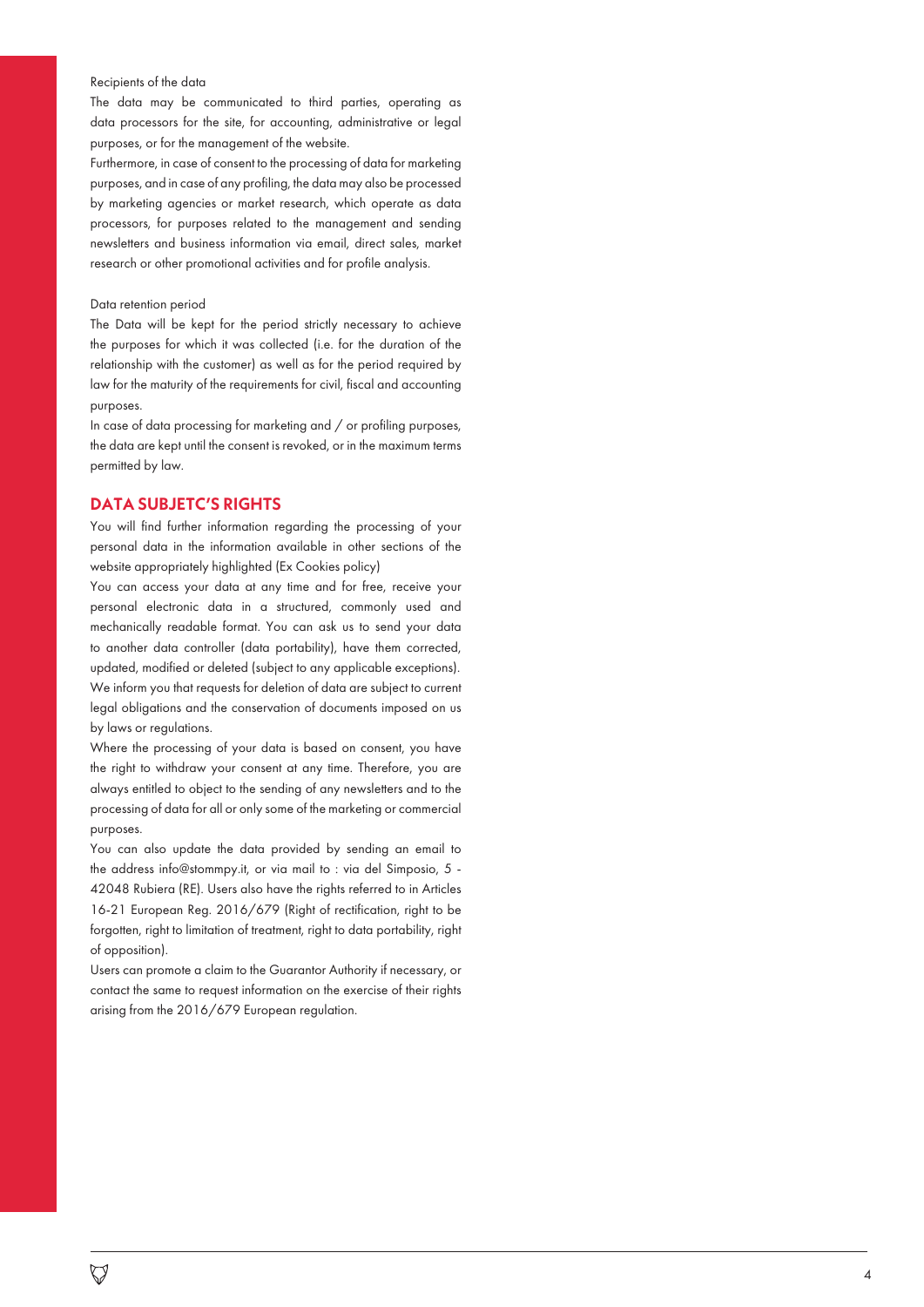Recipients of the data

The data may be communicated to third parties, operating as data processors for the site, for accounting, administrative or legal purposes, or for the management of the website.

Furthermore, in case of consent to the processing of data for marketing purposes, and in case of any profiling, the data may also be processed by marketing agencies or market research, which operate as data processors, for purposes related to the management and sending newsletters and business information via email, direct sales, market research or other promotional activities and for profile analysis.

Data retention period

The Data will be kept for the period strictly necessary to achieve the purposes for which it was collected (i.e. for the duration of the relationship with the customer) as well as for the period required by law for the maturity of the requirements for civil, fiscal and accounting purposes.

In case of data processing for marketing and / or profiling purposes, the data are kept until the consent is revoked, or in the maximum terms permitted by law.

## DATA SUBJETC'S RIGHTS

You will find further information regarding the processing of your personal data in the information available in other sections of the website appropriately highlighted (Ex Cookies policy)

You can access your data at any time and for free, receive your personal electronic data in a structured, commonly used and mechanically readable format. You can ask us to send your data to another data controller (data portability), have them corrected, updated, modified or deleted (subject to any applicable exceptions). We inform you that requests for deletion of data are subject to current legal obligations and the conservation of documents imposed on us by laws or regulations.

Where the processing of your data is based on consent, you have the right to withdraw your consent at any time. Therefore, you are always entitled to object to the sending of any newsletters and to the processing of data for all or only some of the marketing or commercial purposes.

You can also update the data provided by sending an email to the address info@stommpy.it, or via mail to : via del Simposio, 5 - 42048 Rubiera (RE). Users also have the rights referred to in Articles 16-21 European Reg. 2016/679 (Right of rectification, right to be forgotten, right to limitation of treatment, right to data portability, right of opposition).

Users can promote a claim to the Guarantor Authority if necessary, or contact the same to request information on the exercise of their rights arising from the 2016/679 European regulation.